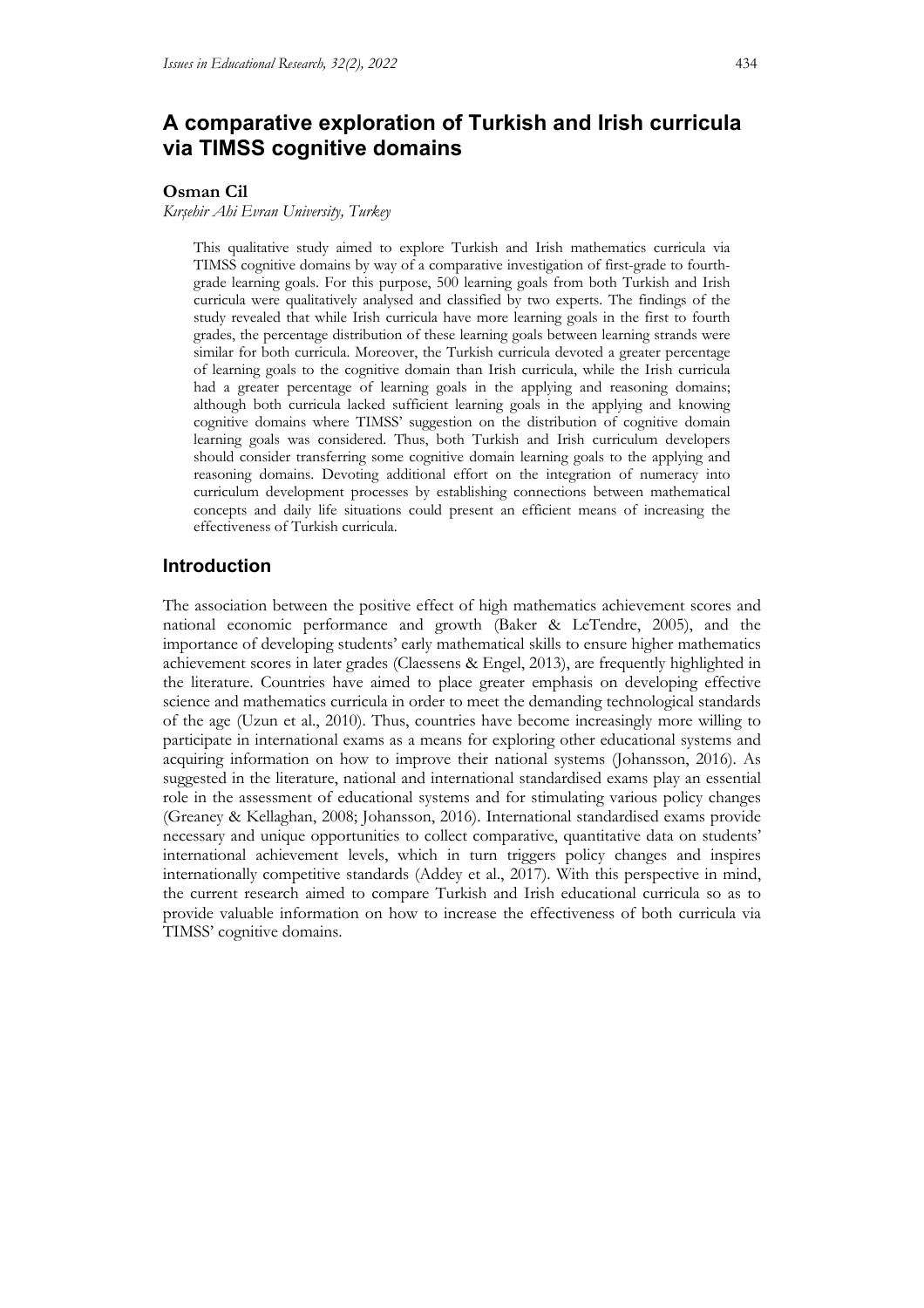# A comparative exploration of Turkish and Irish curricula via TIMSS cognitive domains

**Osman Cil**

*Kırşehir Ahi Evran University, Turkey*

This qualitative study aimed to explore Turkish and Irish mathematics curricula via TIMSS cognitive domains by way of a comparative investigation of first-grade to fourth-grade learning goals. For this purpose, 500 learning goals from both Turkish and Irish curricula were qualitatively analysed and classified by two experts. The findings of the study revealed that while Irish curricula have more learning goals in the first to fourth grades, the percentage distribution of these learning goals between learning strands were similar for both curricula. Moreover, the Turkish curricula devoted a greater percentage of learning goals to the cognitive domain than Irish curricula, while the Irish curricula had a greater percentage of learning goals in the applying and reasoning domains; although both curricula lacked sufficient learning goals in the applying and knowing cognitive domains where TIMSS' suggestion on the distribution of cognitive domain learning goals was considered. Thus, both Turkish and Irish curriculum developers should consider transferring some cognitive domain learning goals to the applying and reasoning domains. Devoting additional effort on the integration of numeracy into curriculum development processes by establishing connections between mathematical concepts and daily life situations could present an efficient means of increasing the effectiveness of Turkish curricula.

## Introduction

The association between the positive effect of high mathematics achievement scores and national economic performance and growth (Baker & LeTendre, 2005), and the importance of developing students' early mathematical skills to ensure higher mathematics achievement scores in later grades (Claessens & Engel, 2013), are frequently highlighted in the literature. Countries have aimed to place greater emphasis on developing effective science and mathematics curricula in order to meet the demanding technological standards of the age (Uzun et al., 2010). Thus, countries have become increasingly more willing to participate in international exams as a means for exploring other educational systems and acquiring information on how to improve their national systems (Johansson, 2016). As suggested in the literature, national and international standardised exams play an essential role in the assessment of educational systems and for stimulating various policy changes (Greaney & Kellaghan, 2008; Johansson, 2016). International standardised exams provide necessary and unique opportunities to collect comparative, quantitative data on students' international achievement levels, which in turn triggers policy changes and inspires internationally competitive standards (Addey et al., 2017). With this perspective in mind, the current research aimed to compare Turkish and Irish educational curricula so as to provide valuable information on how to increase the effectiveness of both curricula via TIMSS' cognitive domains.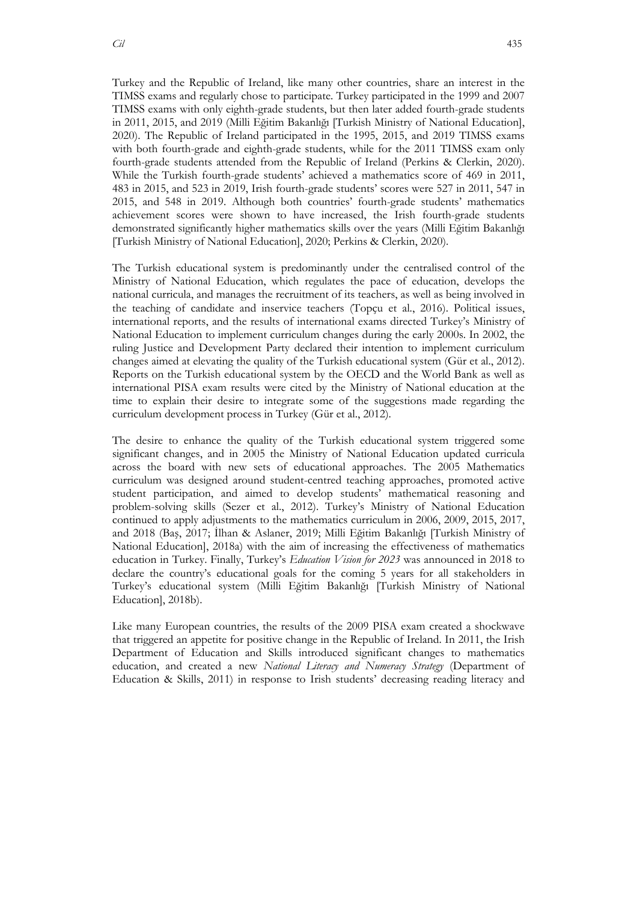Turkey and the Republic of Ireland, like many other countries, share an interest in the TIMSS exams and regularly chose to participate. Turkey participated in the 1999 and 2007 TIMSS exams with only eighth-grade students, but then later added fourth-grade students in 2011, 2015, and 2019 (Milli Eğitim Bakanlığı [Turkish Ministry of National Education], 2020). The Republic of Ireland participated in the 1995, 2015, and 2019 TIMSS exams with both fourth-grade and eighth-grade students, while for the 2011 TIMSS exam only fourth-grade students attended from the Republic of Ireland (Perkins & Clerkin, 2020). While the Turkish fourth-grade students' achieved a mathematics score of 469 in 2011, 483 in 2015, and 523 in 2019, Irish fourth-grade students' scores were 527 in 2011, 547 in 2015, and 548 in 2019. Although both countries' fourth-grade students' mathematics achievement scores were shown to have increased, the Irish fourth-grade students demonstrated significantly higher mathematics skills over the years (Milli Eğitim Bakanlığı [Turkish Ministry of National Education], 2020; Perkins & Clerkin, 2020).

The Turkish educational system is predominantly under the centralised control of the Ministry of National Education, which regulates the pace of education, develops the national curricula, and manages the recruitment of its teachers, as well as being involved in the teaching of candidate and inservice teachers (Topçu et al., 2016). Political issues, international reports, and the results of international exams directed Turkey's Ministry of National Education to implement curriculum changes during the early 2000s. In 2002, the ruling Justice and Development Party declared their intention to implement curriculum changes aimed at elevating the quality of the Turkish educational system (Gür et al., 2012). Reports on the Turkish educational system by the OECD and the World Bank as well as international PISA exam results were cited by the Ministry of National education at the time to explain their desire to integrate some of the suggestions made regarding the curriculum development process in Turkey (Gür et al., 2012).

The desire to enhance the quality of the Turkish educational system triggered some significant changes, and in 2005 the Ministry of National Education updated curricula across the board with new sets of educational approaches. The 2005 Mathematics curriculum was designed around student-centred teaching approaches, promoted active student participation, and aimed to develop students' mathematical reasoning and problem-solving skills (Sezer et al., 2012). Turkey's Ministry of National Education continued to apply adjustments to the mathematics curriculum in 2006, 2009, 2015, 2017, and 2018 (Baş, 2017; İlhan & Aslaner, 2019; Milli Eğitim Bakanlığı [Turkish Ministry of National Education], 2018a) with the aim of increasing the effectiveness of mathematics education in Turkey. Finally, Turkey's *Education Vision for 2023* was announced in 2018 to declare the country's educational goals for the coming 5 years for all stakeholders in Turkey's educational system (Milli Eğitim Bakanlığı [Turkish Ministry of National Education], 2018b).

Like many European countries, the results of the 2009 PISA exam created a shockwave that triggered an appetite for positive change in the Republic of Ireland. In 2011, the Irish Department of Education and Skills introduced significant changes to mathematics education, and created a new *National Literacy and Numeracy Strategy* (Department of Education & Skills, 2011) in response to Irish students' decreasing reading literacy and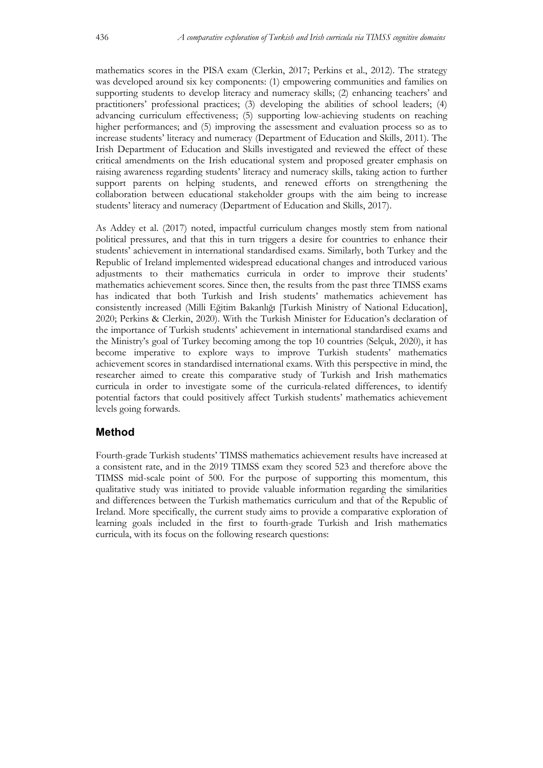mathematics scores in the PISA exam (Clerkin, 2017; Perkins et al., 2012). The strategy was developed around six key components: (1) empowering communities and families on supporting students to develop literacy and numeracy skills; (2) enhancing teachers' and practitioners' professional practices; (3) developing the abilities of school leaders; (4) advancing curriculum effectiveness; (5) supporting low-achieving students on reaching higher performances; and (5) improving the assessment and evaluation process so as to increase students' literacy and numeracy (Department of Education and Skills, 2011). The Irish Department of Education and Skills investigated and reviewed the effect of these critical amendments on the Irish educational system and proposed greater emphasis on raising awareness regarding students' literacy and numeracy skills, taking action to further support parents on helping students, and renewed efforts on strengthening the collaboration between educational stakeholder groups with the aim being to increase students' literacy and numeracy (Department of Education and Skills, 2017).

As Addey et al. (2017) noted, impactful curriculum changes mostly stem from national political pressures, and that this in turn triggers a desire for countries to enhance their students' achievement in international standardised exams. Similarly, both Turkey and the Republic of Ireland implemented widespread educational changes and introduced various adjustments to their mathematics curricula in order to improve their students' mathematics achievement scores. Since then, the results from the past three TIMSS exams has indicated that both Turkish and Irish students' mathematics achievement has consistently increased (Milli Eğitim Bakanlığı [Turkish Ministry of National Education], 2020; Perkins & Clerkin, 2020). With the Turkish Minister for Education's declaration of the importance of Turkish students' achievement in international standardised exams and the Ministry's goal of Turkey becoming among the top 10 countries (Selçuk, 2020), it has become imperative to explore ways to improve Turkish students' mathematics achievement scores in standardised international exams. With this perspective in mind, the researcher aimed to create this comparative study of Turkish and Irish mathematics curricula in order to investigate some of the curricula-related differences, to identify potential factors that could positively affect Turkish students' mathematics achievement levels going forwards.

## Method

Fourth-grade Turkish students' TIMSS mathematics achievement results have increased at a consistent rate, and in the 2019 TIMSS exam they scored 523 and therefore above the TIMSS mid-scale point of 500. For the purpose of supporting this momentum, this qualitative study was initiated to provide valuable information regarding the similarities and differences between the Turkish mathematics curriculum and that of the Republic of Ireland. More specifically, the current study aims to provide a comparative exploration of learning goals included in the first to fourth-grade Turkish and Irish mathematics curricula, with its focus on the following research questions: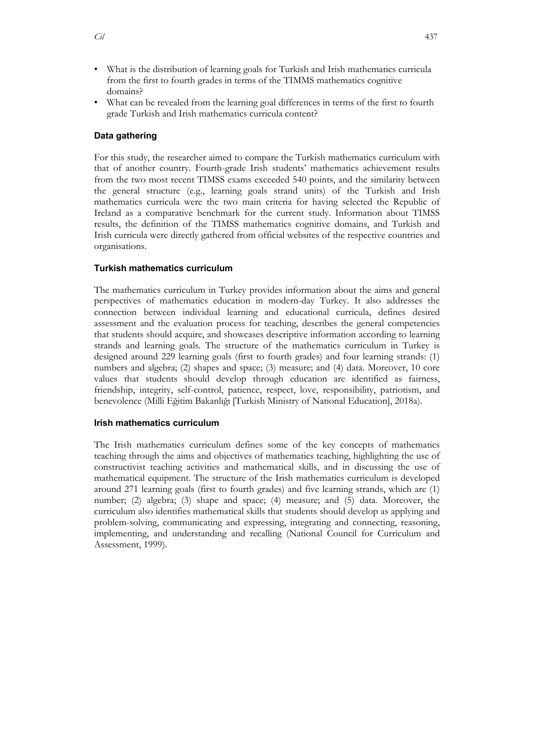- What is the distribution of learning goals for Turkish and Irish mathematics curricula from the first to fourth grades in terms of the TIMMS mathematics cognitive domains?
- What can be revealed from the learning goal differences in terms of the first to fourth grade Turkish and Irish mathematics curricula content?

### Data gathering

For this study, the researcher aimed to compare the Turkish mathematics curriculum with that of another country. Fourth-grade Irish students' mathematics achievement results from the two most recent TIMSS exams exceeded 540 points, and the similarity between the general structure (e.g., learning goals strand units) of the Turkish and Irish mathematics curricula were the two main criteria for having selected the Republic of Ireland as a comparative benchmark for the current study. Information about TIMSS results, the definition of the TIMSS mathematics cognitive domains, and Turkish and Irish curricula were directly gathered from official websites of the respective countries and organisations.

### Turkish mathematics curriculum

The mathematics curriculum in Turkey provides information about the aims and general perspectives of mathematics education in modern-day Turkey. It also addresses the connection between individual learning and educational curricula, defines desired assessment and the evaluation process for teaching, describes the general competencies that students should acquire, and showcases descriptive information according to learning strands and learning goals. The structure of the mathematics curriculum in Turkey is designed around 229 learning goals (first to fourth grades) and four learning strands: (1) numbers and algebra; (2) shapes and space; (3) measure; and (4) data. Moreover, 10 core values that students should develop through education are identified as fairness, friendship, integrity, self-control, patience, respect, love, responsibility, patriotism, and benevolence (Milli Eğitim Bakanlığı [Turkish Ministry of National Education], 2018a).

### Irish mathematics curriculum

The Irish mathematics curriculum defines some of the key concepts of mathematics teaching through the aims and objectives of mathematics teaching, highlighting the use of constructivist teaching activities and mathematical skills, and in discussing the use of mathematical equipment. The structure of the Irish mathematics curriculum is developed around 271 learning goals (first to fourth grades) and five learning strands, which are (1) number; (2) algebra; (3) shape and space; (4) measure; and (5) data. Moreover, the curriculum also identifies mathematical skills that students should develop as applying and problem-solving, communicating and expressing, integrating and connecting, reasoning, implementing, and understanding and recalling (National Council for Curriculum and Assessment, 1999).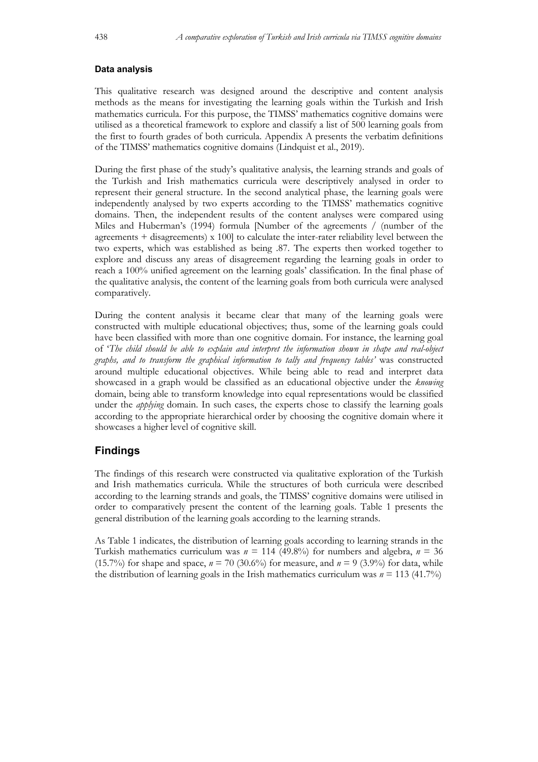### Data analysis

This qualitative research was designed around the descriptive and content analysis methods as the means for investigating the learning goals within the Turkish and Irish mathematics curricula. For this purpose, the TIMSS' mathematics cognitive domains were utilised as a theoretical framework to explore and classify a list of 500 learning goals from the first to fourth grades of both curricula. Appendix A presents the verbatim definitions of the TIMSS' mathematics cognitive domains (Lindquist et al., 2019).

During the first phase of the study's qualitative analysis, the learning strands and goals of the Turkish and Irish mathematics curricula were descriptively analysed in order to represent their general structure. In the second analytical phase, the learning goals were independently analysed by two experts according to the TIMSS' mathematics cognitive domains. Then, the independent results of the content analyses were compared using Miles and Huberman's (1994) formula [Number of the agreements / (number of the agreements + disagreements) x 100] to calculate the inter-rater reliability level between the two experts, which was established as being .87. The experts then worked together to explore and discuss any areas of disagreement regarding the learning goals in order to reach a 100% unified agreement on the learning goals' classification. In the final phase of the qualitative analysis, the content of the learning goals from both curricula were analysed comparatively.

During the content analysis it became clear that many of the learning goals were constructed with multiple educational objectives; thus, some of the learning goals could have been classified with more than one cognitive domain. For instance, the learning goal of '*The child should be able to explain and interpret the information shown in shape and real-object graphs, and to transform the graphical information to tally and frequency tables*' was constructed around multiple educational objectives. While being able to read and interpret data showcased in a graph would be classified as an educational objective under the *knowing* domain, being able to transform knowledge into equal representations would be classified under the *applying* domain. In such cases, the experts chose to classify the learning goals according to the appropriate hierarchical order by choosing the cognitive domain where it showcases a higher level of cognitive skill.

## Findings

The findings of this research were constructed via qualitative exploration of the Turkish and Irish mathematics curricula. While the structures of both curricula were described according to the learning strands and goals, the TIMSS' cognitive domains were utilised in order to comparatively present the content of the learning goals. Table 1 presents the general distribution of the learning goals according to the learning strands.

As Table 1 indicates, the distribution of learning goals according to learning strands in the Turkish mathematics curriculum was $n$ = 114 (49.8%) for numbers and algebra, $n$ = 36 (15.7%) for shape and space, $n$ = 70 (30.6%) for measure, and $n$ = 9 (3.9%) for data, while the distribution of learning goals in the Irish mathematics curriculum was $n$ = 113 (41.7%)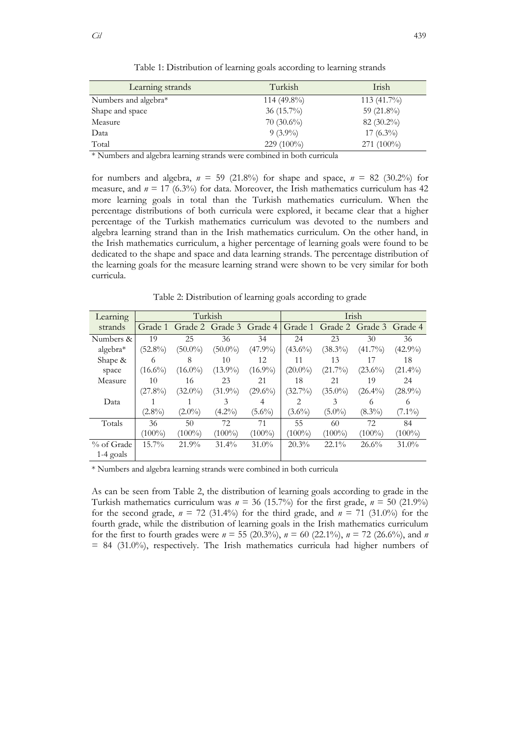Table 1: Distribution of learning goals according to learning strands

| Learning strands | Turkish | Irish |
|---|---|---|
| Numbers and algebra* | 114 (49.8%) | 113 (41.7%) |
| Shape and space | 36 (15.7%) | 59 (21.8%) |
| Measure | 70 (30.6%) | 82 (30.2%) |
| Data | 9 (3.9%) | 17 (6.3%) |
| Total | 229 (100%) | 271 (100%) |

\* Numbers and algebra learning strands were combined in both curricula

for numbers and algebra, $n$ = 59 (21.8%) for shape and space, $n$ = 82 (30.2%) for measure, and $n$ = 17 (6.3%) for data. Moreover, the Irish mathematics curriculum has 42 more learning goals in total than the Turkish mathematics curriculum. When the percentage distributions of both curricula were explored, it became clear that a higher percentage of the Turkish mathematics curriculum was devoted to the numbers and algebra learning strand than in the Irish mathematics curriculum. On the other hand, in the Irish mathematics curriculum, a higher percentage of learning goals were found to be dedicated to the shape and space and data learning strands. The percentage distribution of the learning goals for the measure learning strand were shown to be very similar for both curricula.

Table 2: Distribution of learning goals according to grade

| Learning strands | Turkish | | | | Irish | | | |
|---|---|---|---|---|---|---|---|---|
| | Grade 1 | Grade 2 | Grade 3 | Grade 4 | Grade 1 | Grade 2 | Grade 3 | Grade 4 |
| Numbers & algebra* | 19 (52.8%) | 25 (50.0%) | 36 (50.0%) | 34 (47.9%) | 24 (43.6%) | 23 (38.3%) | 30 (41.7%) | 36 (42.9%) |
| Shape & space | 6 (16.6%) | 8 (16.0%) | 10 (13.9%) | 12 (16.9%) | 11 (20.0%) | 13 (21.7%) | 17 (23.6%) | 18 (21.4%) |
| Measure | 10 (27.8%) | 16 (32.0%) | 23 (31.9%) | 21 (29.6%) | 18 (32.7%) | 21 (35.0%) | 19 (26.4%) | 24 (28.9%) |
| Data | 1 (2.8%) | 1 (2.0%) | 3 (4.2%) | 4 (5.6%) | 2 (3.6%) | 3 (5.0%) | 6 (8.3%) | 6 (7.1%) |
| Totals | 36 (100%) | 50 (100%) | 72 (100%) | 71 (100%) | 55 (100%) | 60 (100%) | 72 (100%) | 84 (100%) |
| % of Grade 1-4 goals | 15.7% | 21.9% | 31.4% | 31.0% | 20.3% | 22.1% | 26.6% | 31.0% |

\* Numbers and algebra learning strands were combined in both curricula

As can be seen from Table 2, the distribution of learning goals according to grade in the Turkish mathematics curriculum was $n$ = 36 (15.7%) for the first grade, $n$ = 50 (21.9%) for the second grade, $n$ = 72 (31.4%) for the third grade, and $n$ = 71 (31.0%) for the fourth grade, while the distribution of learning goals in the Irish mathematics curriculum for the first to fourth grades were $n$ = 55 (20.3%), $n$ = 60 (22.1%), $n$ = 72 (26.6%), and $n$ = 84 (31.0%), respectively. The Irish mathematics curricula had higher numbers of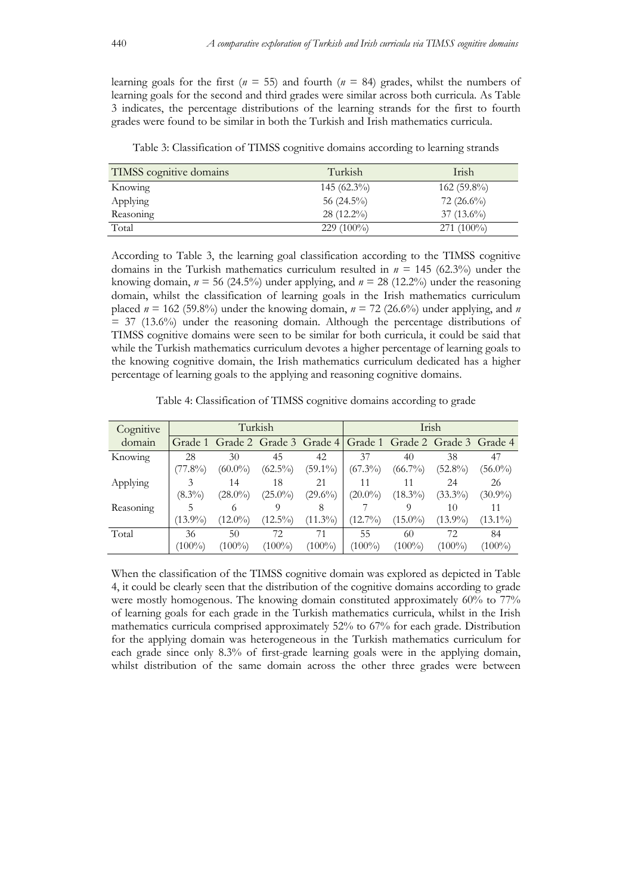learning goals for the first ($n$ = 55) and fourth ($n$ = 84) grades, whilst the numbers of learning goals for the second and third grades were similar across both curricula. As Table 3 indicates, the percentage distributions of the learning strands for the first to fourth grades were found to be similar in both the Turkish and Irish mathematics curricula.

Table 3: Classification of TIMSS cognitive domains according to learning strands

| TIMSS cognitive domains | Turkish | Irish |
|---|---|---|
| Knowing | 145 (62.3%) | 162 (59.8%) |
| Applying | 56 (24.5%) | 72 (26.6%) |
| Reasoning | 28 (12.2%) | 37 (13.6%) |
| Total | 229 (100%) | 271 (100%) |

According to Table 3, the learning goal classification according to the TIMSS cognitive domains in the Turkish mathematics curriculum resulted in $n$ = 145 (62.3%) under the knowing domain, $n$ = 56 (24.5%) under applying, and $n$ = 28 (12.2%) under the reasoning domain, whilst the classification of learning goals in the Irish mathematics curriculum placed $n$ = 162 (59.8%) under the knowing domain, $n$ = 72 (26.6%) under applying, and $n$ = 37 (13.6%) under the reasoning domain. Although the percentage distributions of TIMSS cognitive domains were seen to be similar for both curricula, it could be said that while the Turkish mathematics curriculum devotes a higher percentage of learning goals to the knowing cognitive domain, the Irish mathematics curriculum dedicated has a higher percentage of learning goals to the applying and reasoning cognitive domains.

Table 4: Classification of TIMSS cognitive domains according to grade

| Cognitive domain | Turkish | | | | Irish | | | |
|---|---|---|---|---|---|---|---|---|
| | Grade 1 | Grade 2 | Grade 3 | Grade 4 | Grade 1 | Grade 2 | Grade 3 | Grade 4 |
| Knowing | 28 (77.8%) | 30 (60.0%) | 45 (62.5%) | 42 (59.1%) | 37 (67.3%) | 40 (66.7%) | 38 (52.8%) | 47 (56.0%) |
| Applying | 3 (8.3%) | 14 (28.0%) | 18 (25.0%) | 21 (29.6%) | 11 (20.0%) | 11 (18.3%) | 24 (33.3%) | 26 (30.9%) |
| Reasoning | 5 (13.9%) | 6 (12.0%) | 9 (12.5%) | 8 (11.3%) | 7 (12.7%) | 9 (15.0%) | 10 (13.9%) | 11 (13.1%) |
| Total | 36 (100%) | 50 (100%) | 72 (100%) | 71 (100%) | 55 (100%) | 60 (100%) | 72 (100%) | 84 (100%) |

When the classification of the TIMSS cognitive domain was explored as depicted in Table 4, it could be clearly seen that the distribution of the cognitive domains according to grade were mostly homogenous. The knowing domain constituted approximately 60% to 77% of learning goals for each grade in the Turkish mathematics curricula, whilst in the Irish mathematics curricula comprised approximately 52% to 67% for each grade. Distribution for the applying domain was heterogeneous in the Turkish mathematics curriculum for each grade since only 8.3% of first-grade learning goals were in the applying domain, whilst distribution of the same domain across the other three grades were between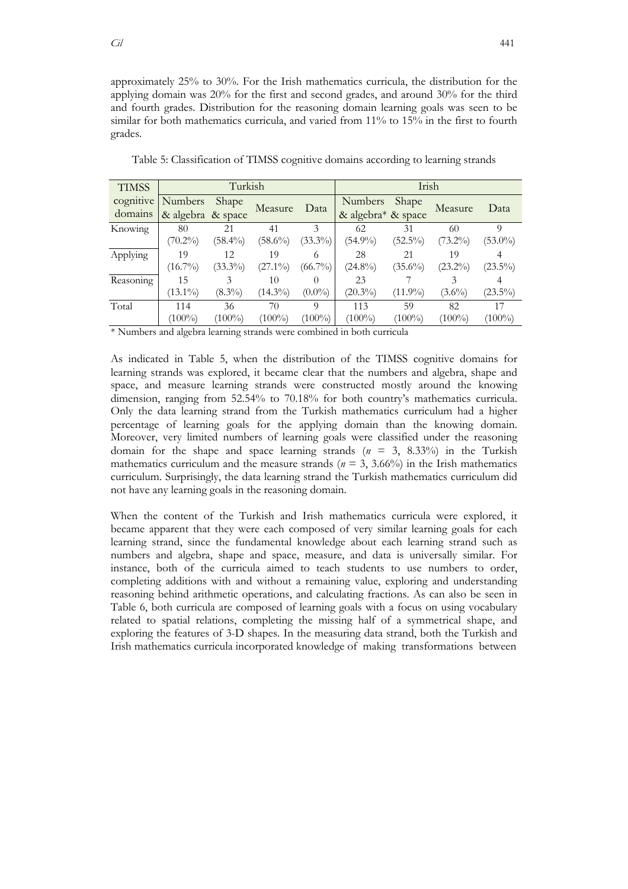approximately 25% to 30%. For the Irish mathematics curricula, the distribution for the applying domain was 20% for the first and second grades, and around 30% for the third and fourth grades. Distribution for the reasoning domain learning goals was seen to be similar for both mathematics curricula, and varied from 11% to 15% in the first to fourth grades.

Table 5: Classification of TIMSS cognitive domains according to learning strands

| TIMSS cognitive domains | Turkish | | | | Irish | | | |
|---|---|---|---|---|---|---|---|---|
| | Numbers & algebra | Shape & space | Measure | Data | Numbers & algebra* | Shape & space | Measure | Data |
| Knowing | 80 (70.2%) | 21 (58.4%) | 41 (58.6%) | 3 (33.3%) | 62 (54.9%) | 31 (52.5%) | 60 (73.2%) | 9 (53.0%) |
| Applying | 19 (16.7%) | 12 (33.3%) | 19 (27.1%) | 6 (66.7%) | 28 (24.8%) | 21 (35.6%) | 19 (23.2%) | 4 (23.5%) |
| Reasoning | 15 (13.1%) | 3 (8.3%) | 10 (14.3%) | 0 (0.0%) | 23 (20.3%) | 7 (11.9%) | 3 (3.6%) | 4 (23.5%) |
| Total | 114 (100%) | 36 (100%) | 70 (100%) | 9 (100%) | 113 (100%) | 59 (100%) | 82 (100%) | 17 (100%) |

* Numbers and algebra learning strands were combined in both curricula

As indicated in Table 5, when the distribution of the TIMSS cognitive domains for learning strands was explored, it became clear that the numbers and algebra, shape and space, and measure learning strands were constructed mostly around the knowing dimension, ranging from 52.54% to 70.18% for both country's mathematics curricula. Only the data learning strand from the Turkish mathematics curriculum had a higher percentage of learning goals for the applying domain than the knowing domain. Moreover, very limited numbers of learning goals were classified under the reasoning domain for the shape and space learning strands ($n$ = 3, 8.33%) in the Turkish mathematics curriculum and the measure strands ($n$ = 3, 3.66%) in the Irish mathematics curriculum. Surprisingly, the data learning strand the Turkish mathematics curriculum did not have any learning goals in the reasoning domain.

When the content of the Turkish and Irish mathematics curricula were explored, it became apparent that they were each composed of very similar learning goals for each learning strand, since the fundamental knowledge about each learning strand such as numbers and algebra, shape and space, measure, and data is universally similar. For instance, both of the curricula aimed to teach students to use numbers to order, completing additions with and without a remaining value, exploring and understanding reasoning behind arithmetic operations, and calculating fractions. As can also be seen in Table 6, both curricula are composed of learning goals with a focus on using vocabulary related to spatial relations, completing the missing half of a symmetrical shape, and exploring the features of 3-D shapes. In the measuring data strand, both the Turkish and Irish mathematics curricula incorporated knowledge of making transformations between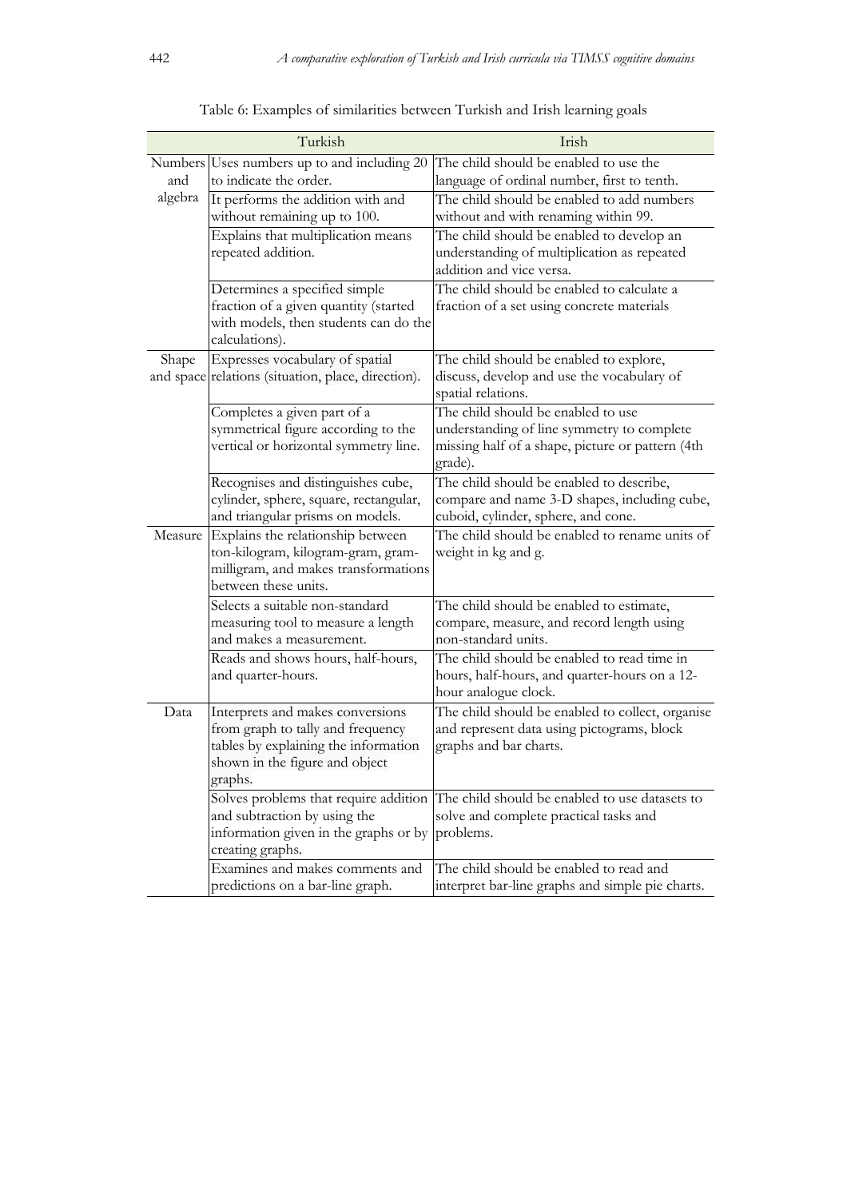Table 6: Examples of similarities between Turkish and Irish learning goals

| | Turkish | Irish |
|---|---|---|
| Numbers and algebra | Uses numbers up to and including 20 to indicate the order. | The child should be enabled to use the language of ordinal number, first to tenth. |
| | It performs the addition with and without remaining up to 100. | The child should be enabled to add numbers without and with renaming within 99. |
| | Explains that multiplication means repeated addition. | The child should be enabled to develop an understanding of multiplication as repeated addition and vice versa. |
| | Determines a specified simple fraction of a given quantity (started with models, then students can do the calculations). | The child should be enabled to calculate a fraction of a set using concrete materials |
| Shape and space | Expresses vocabulary of spatial relations (situation, place, direction). | The child should be enabled to explore, discuss, develop and use the vocabulary of spatial relations. |
| | Completes a given part of a symmetrical figure according to the vertical or horizontal symmetry line. | The child should be enabled to use understanding of line symmetry to complete missing half of a shape, picture or pattern (4th grade). |
| | Recognises and distinguishes cube, cylinder, sphere, square, rectangular, and triangular prisms on models. | The child should be enabled to describe, compare and name 3-D shapes, including cube, cuboid, cylinder, sphere, and cone. |
| Measure | Explains the relationship between ton-kilogram, kilogram-gram, gram-milligram, and makes transformations between these units. | The child should be enabled to rename units of weight in kg and g. |
| | Selects a suitable non-standard measuring tool to measure a length and makes a measurement. | The child should be enabled to estimate, compare, measure, and record length using non-standard units. |
| | Reads and shows hours, half-hours, and quarter-hours. | The child should be enabled to read time in hours, half-hours, and quarter-hours on a 12-hour analogue clock. |
| Data | Interprets and makes conversions from graph to tally and frequency tables by explaining the information shown in the figure and object graphs. | The child should be enabled to collect, organise and represent data using pictograms, block graphs and bar charts. |
| | Solves problems that require addition and subtraction by using the information given in the graphs or by creating graphs. | The child should be enabled to use datasets to solve and complete practical tasks and problems. |
| | Examines and makes comments and predictions on a bar-line graph. | The child should be enabled to read and interpret bar-line graphs and simple pie charts. |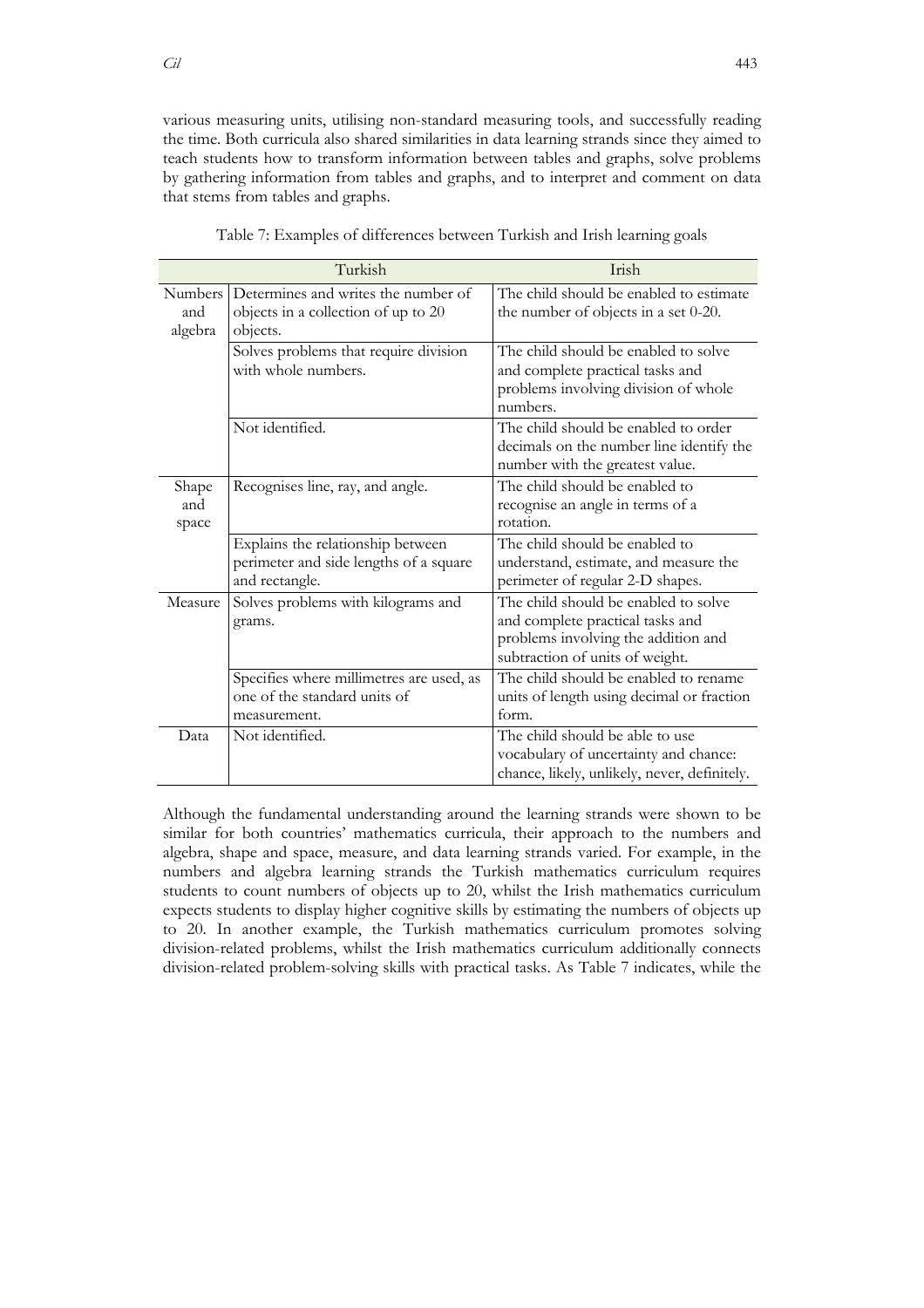various measuring units, utilising non-standard measuring tools, and successfully reading the time. Both curricula also shared similarities in data learning strands since they aimed to teach students how to transform information between tables and graphs, solve problems by gathering information from tables and graphs, and to interpret and comment on data that stems from tables and graphs.

Table 7: Examples of differences between Turkish and Irish learning goals

| | Turkish | Irish |
|---|---|---|
| Numbers and algebra | Determines and writes the number of objects in a collection of up to 20 objects. | The child should be enabled to estimate the number of objects in a set 0-20. |
| | Solves problems that require division with whole numbers. | The child should be enabled to solve and complete practical tasks and problems involving division of whole numbers. |
| | Not identified. | The child should be enabled to order decimals on the number line identify the number with the greatest value. |
| Shape and space | Recognises line, ray, and angle. | The child should be enabled to recognise an angle in terms of a rotation. |
| | Explains the relationship between perimeter and side lengths of a square and rectangle. | The child should be enabled to understand, estimate, and measure the perimeter of regular 2-D shapes. |
| Measure | Solves problems with kilograms and grams. | The child should be enabled to solve and complete practical tasks and problems involving the addition and subtraction of units of weight. |
| | Specifies where millimetres are used, as one of the standard units of measurement. | The child should be enabled to rename units of length using decimal or fraction form. |
| Data | Not identified. | The child should be able to use vocabulary of uncertainty and chance: chance, likely, unlikely, never, definitely. |

Although the fundamental understanding around the learning strands were shown to be similar for both countries' mathematics curricula, their approach to the numbers and algebra, shape and space, measure, and data learning strands varied. For example, in the numbers and algebra learning strands the Turkish mathematics curriculum requires students to count numbers of objects up to 20, whilst the Irish mathematics curriculum expects students to display higher cognitive skills by estimating the numbers of objects up to 20. In another example, the Turkish mathematics curriculum promotes solving division-related problems, whilst the Irish mathematics curriculum additionally connects division-related problem-solving skills with practical tasks. As Table 7 indicates, while the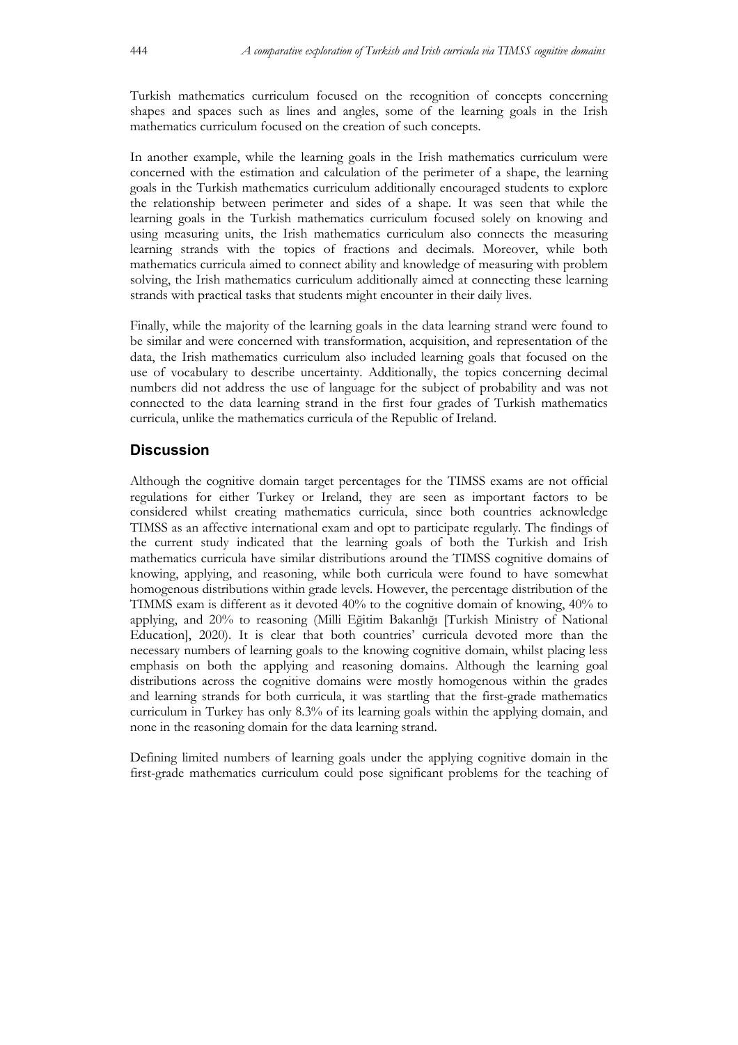Turkish mathematics curriculum focused on the recognition of concepts concerning shapes and spaces such as lines and angles, some of the learning goals in the Irish mathematics curriculum focused on the creation of such concepts.

In another example, while the learning goals in the Irish mathematics curriculum were concerned with the estimation and calculation of the perimeter of a shape, the learning goals in the Turkish mathematics curriculum additionally encouraged students to explore the relationship between perimeter and sides of a shape. It was seen that while the learning goals in the Turkish mathematics curriculum focused solely on knowing and using measuring units, the Irish mathematics curriculum also connects the measuring learning strands with the topics of fractions and decimals. Moreover, while both mathematics curricula aimed to connect ability and knowledge of measuring with problem solving, the Irish mathematics curriculum additionally aimed at connecting these learning strands with practical tasks that students might encounter in their daily lives.

Finally, while the majority of the learning goals in the data learning strand were found to be similar and were concerned with transformation, acquisition, and representation of the data, the Irish mathematics curriculum also included learning goals that focused on the use of vocabulary to describe uncertainty. Additionally, the topics concerning decimal numbers did not address the use of language for the subject of probability and was not connected to the data learning strand in the first four grades of Turkish mathematics curricula, unlike the mathematics curricula of the Republic of Ireland.

## Discussion

Although the cognitive domain target percentages for the TIMSS exams are not official regulations for either Turkey or Ireland, they are seen as important factors to be considered whilst creating mathematics curricula, since both countries acknowledge TIMSS as an affective international exam and opt to participate regularly. The findings of the current study indicated that the learning goals of both the Turkish and Irish mathematics curricula have similar distributions around the TIMSS cognitive domains of knowing, applying, and reasoning, while both curricula were found to have somewhat homogenous distributions within grade levels. However, the percentage distribution of the TIMMS exam is different as it devoted 40% to the cognitive domain of knowing, 40% to applying, and 20% to reasoning (Milli Eğitim Bakanlığı [Turkish Ministry of National Education], 2020). It is clear that both countries' curricula devoted more than the necessary numbers of learning goals to the knowing cognitive domain, whilst placing less emphasis on both the applying and reasoning domains. Although the learning goal distributions across the cognitive domains were mostly homogenous within the grades and learning strands for both curricula, it was startling that the first-grade mathematics curriculum in Turkey has only 8.3% of its learning goals within the applying domain, and none in the reasoning domain for the data learning strand.

Defining limited numbers of learning goals under the applying cognitive domain in the first-grade mathematics curriculum could pose significant problems for the teaching of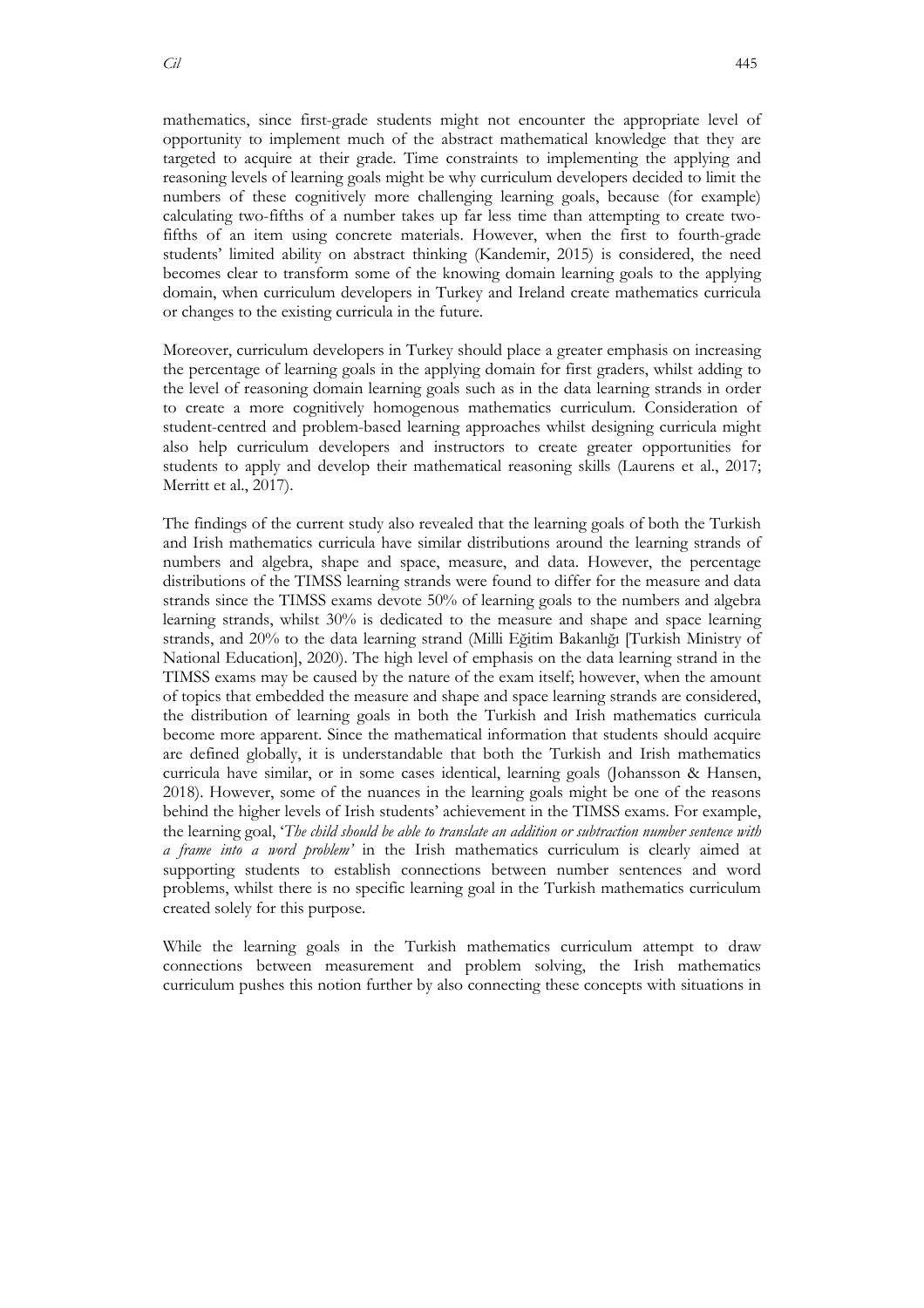mathematics, since first-grade students might not encounter the appropriate level of opportunity to implement much of the abstract mathematical knowledge that they are targeted to acquire at their grade. Time constraints to implementing the applying and reasoning levels of learning goals might be why curriculum developers decided to limit the numbers of these cognitively more challenging learning goals, because (for example) calculating two-fifths of a number takes up far less time than attempting to create two-fifths of an item using concrete materials. However, when the first to fourth-grade students' limited ability on abstract thinking (Kandemir, 2015) is considered, the need becomes clear to transform some of the knowing domain learning goals to the applying domain, when curriculum developers in Turkey and Ireland create mathematics curricula or changes to the existing curricula in the future.

Moreover, curriculum developers in Turkey should place a greater emphasis on increasing the percentage of learning goals in the applying domain for first graders, whilst adding to the level of reasoning domain learning goals such as in the data learning strands in order to create a more cognitively homogenous mathematics curriculum. Consideration of student-centred and problem-based learning approaches whilst designing curricula might also help curriculum developers and instructors to create greater opportunities for students to apply and develop their mathematical reasoning skills (Laurens et al., 2017; Merritt et al., 2017).

The findings of the current study also revealed that the learning goals of both the Turkish and Irish mathematics curricula have similar distributions around the learning strands of numbers and algebra, shape and space, measure, and data. However, the percentage distributions of the TIMSS learning strands were found to differ for the measure and data strands since the TIMSS exams devote 50% of learning goals to the numbers and algebra learning strands, whilst 30% is dedicated to the measure and shape and space learning strands, and 20% to the data learning strand (Milli Eğitim Bakanlığı [Turkish Ministry of National Education], 2020). The high level of emphasis on the data learning strand in the TIMSS exams may be caused by the nature of the exam itself; however, when the amount of topics that embedded the measure and shape and space learning strands are considered, the distribution of learning goals in both the Turkish and Irish mathematics curricula become more apparent. Since the mathematical information that students should acquire are defined globally, it is understandable that both the Turkish and Irish mathematics curricula have similar, or in some cases identical, learning goals (Johansson & Hansen, 2018). However, some of the nuances in the learning goals might be one of the reasons behind the higher levels of Irish students' achievement in the TIMSS exams. For example, the learning goal, '*The child should be able to translate an addition or subtraction number sentence with a frame into a word problem*' in the Irish mathematics curriculum is clearly aimed at supporting students to establish connections between number sentences and word problems, whilst there is no specific learning goal in the Turkish mathematics curriculum created solely for this purpose.

While the learning goals in the Turkish mathematics curriculum attempt to draw connections between measurement and problem solving, the Irish mathematics curriculum pushes this notion further by also connecting these concepts with situations in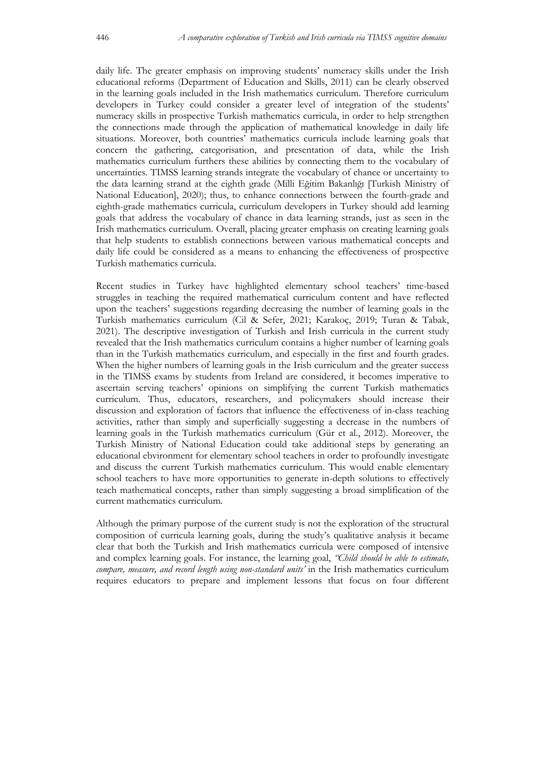daily life. The greater emphasis on improving students' numeracy skills under the Irish educational reforms (Department of Education and Skills, 2011) can be clearly observed in the learning goals included in the Irish mathematics curriculum. Therefore curriculum developers in Turkey could consider a greater level of integration of the students' numeracy skills in prospective Turkish mathematics curricula, in order to help strengthen the connections made through the application of mathematical knowledge in daily life situations. Moreover, both countries' mathematics curricula include learning goals that concern the gathering, categorisation, and presentation of data, while the Irish mathematics curriculum furthers these abilities by connecting them to the vocabulary of uncertainties. TIMSS learning strands integrate the vocabulary of chance or uncertainty to the data learning strand at the eighth grade (Milli Eğitim Bakanlığı [Turkish Ministry of National Education], 2020); thus, to enhance connections between the fourth-grade and eighth-grade mathematics curricula, curriculum developers in Turkey should add learning goals that address the vocabulary of chance in data learning strands, just as seen in the Irish mathematics curriculum. Overall, placing greater emphasis on creating learning goals that help students to establish connections between various mathematical concepts and daily life could be considered as a means to enhancing the effectiveness of prospective Turkish mathematics curricula.

Recent studies in Turkey have highlighted elementary school teachers' time-based struggles in teaching the required mathematical curriculum content and have reflected upon the teachers' suggestions regarding decreasing the number of learning goals in the Turkish mathematics curriculum (Cil & Sefer, 2021; Karakoç, 2019; Turan & Tabak, 2021). The descriptive investigation of Turkish and Irish curricula in the current study revealed that the Irish mathematics curriculum contains a higher number of learning goals than in the Turkish mathematics curriculum, and especially in the first and fourth grades. When the higher numbers of learning goals in the Irish curriculum and the greater success in the TIMSS exams by students from Ireland are considered, it becomes imperative to ascertain serving teachers' opinions on simplifying the current Turkish mathematics curriculum. Thus, educators, researchers, and policymakers should increase their discussion and exploration of factors that influence the effectiveness of in-class teaching activities, rather than simply and superficially suggesting a decrease in the numbers of learning goals in the Turkish mathematics curriculum (Gür et al., 2012). Moreover, the Turkish Ministry of National Education could take additional steps by generating an educational ebvironment for elementary school teachers in order to profoundly investigate and discuss the current Turkish mathematics curriculum. This would enable elementary school teachers to have more opportunities to generate in-depth solutions to effectively teach mathematical concepts, rather than simply suggesting a broad simplification of the current mathematics curriculum.

Although the primary purpose of the current study is not the exploration of the structural composition of curricula learning goals, during the study's qualitative analysis it became clear that both the Turkish and Irish mathematics curricula were composed of intensive and complex learning goals. For instance, the learning goal, *"Child should be able to estimate, compare, measure, and record length using non-standard units'* in the Irish mathematics curriculum requires educators to prepare and implement lessons that focus on four different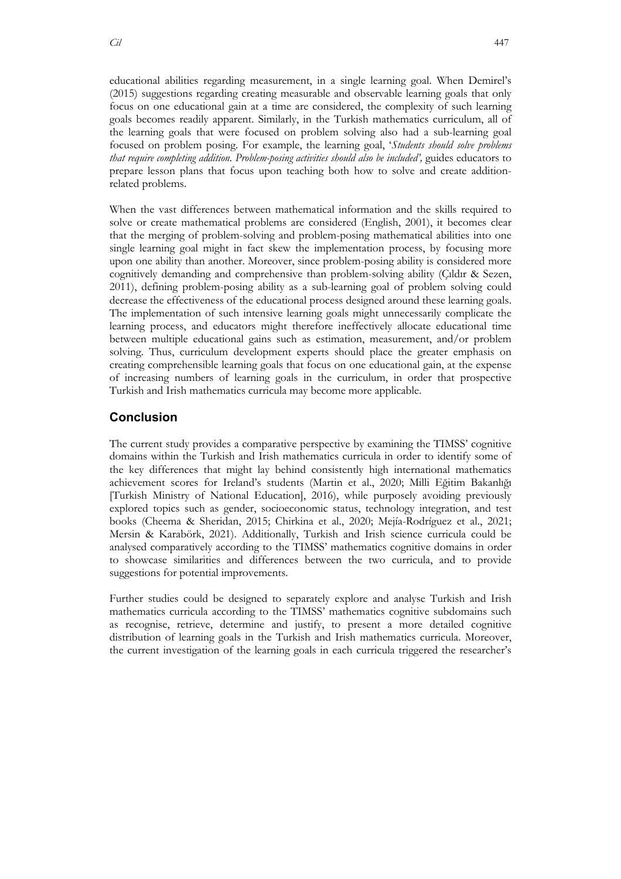educational abilities regarding measurement, in a single learning goal. When Demirel's (2015) suggestions regarding creating measurable and observable learning goals that only focus on one educational gain at a time are considered, the complexity of such learning goals becomes readily apparent. Similarly, in the Turkish mathematics curriculum, all of the learning goals that were focused on problem solving also had a sub-learning goal focused on problem posing. For example, the learning goal, '*Students should solve problems that require completing addition. Problem-posing activities should also be included',* guides educators to prepare lesson plans that focus upon teaching both how to solve and create addition-related problems.

When the vast differences between mathematical information and the skills required to solve or create mathematical problems are considered (English, 2001), it becomes clear that the merging of problem-solving and problem-posing mathematical abilities into one single learning goal might in fact skew the implementation process, by focusing more upon one ability than another. Moreover, since problem-posing ability is considered more cognitively demanding and comprehensive than problem-solving ability (Çıldır & Sezen, 2011), defining problem-posing ability as a sub-learning goal of problem solving could decrease the effectiveness of the educational process designed around these learning goals. The implementation of such intensive learning goals might unnecessarily complicate the learning process, and educators might therefore ineffectively allocate educational time between multiple educational gains such as estimation, measurement, and/or problem solving. Thus, curriculum development experts should place the greater emphasis on creating comprehensible learning goals that focus on one educational gain, at the expense of increasing numbers of learning goals in the curriculum, in order that prospective Turkish and Irish mathematics curricula may become more applicable.

## Conclusion

The current study provides a comparative perspective by examining the TIMSS' cognitive domains within the Turkish and Irish mathematics curricula in order to identify some of the key differences that might lay behind consistently high international mathematics achievement scores for Ireland's students (Martin et al., 2020; Milli Eğitim Bakanlığı [Turkish Ministry of National Education], 2016), while purposely avoiding previously explored topics such as gender, socioeconomic status, technology integration, and test books (Cheema & Sheridan, 2015; Chirkina et al., 2020; Mejía-Rodríguez et al., 2021; Mersin & Karabörk, 2021). Additionally, Turkish and Irish science curricula could be analysed comparatively according to the TIMSS' mathematics cognitive domains in order to showcase similarities and differences between the two curricula, and to provide suggestions for potential improvements.

Further studies could be designed to separately explore and analyse Turkish and Irish mathematics curricula according to the TIMSS' mathematics cognitive subdomains such as recognise, retrieve, determine and justify, to present a more detailed cognitive distribution of learning goals in the Turkish and Irish mathematics curricula. Moreover, the current investigation of the learning goals in each curricula triggered the researcher's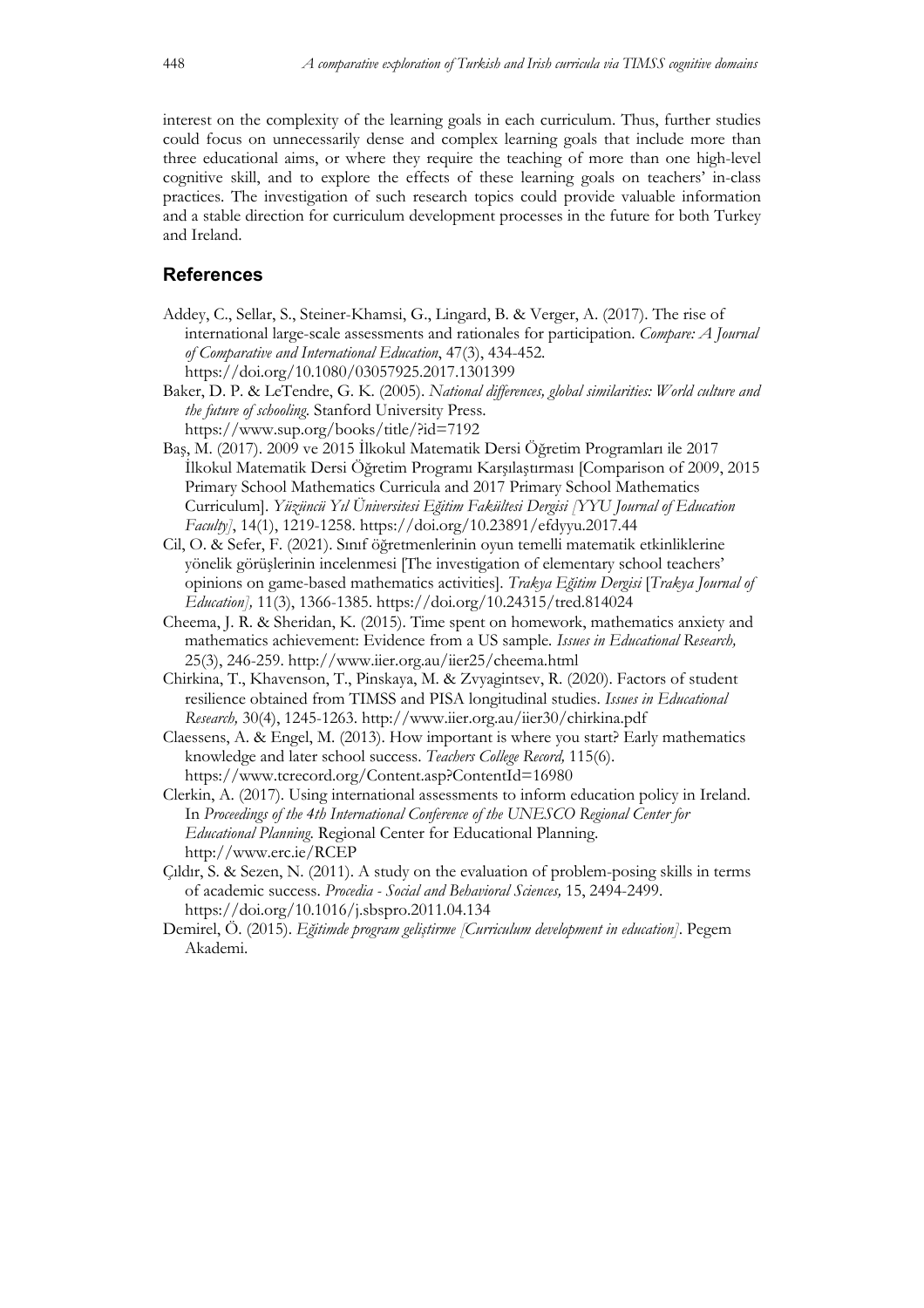interest on the complexity of the learning goals in each curriculum. Thus, further studies could focus on unnecessarily dense and complex learning goals that include more than three educational aims, or where they require the teaching of more than one high-level cognitive skill, and to explore the effects of these learning goals on teachers' in-class practices. The investigation of such research topics could provide valuable information and a stable direction for curriculum development processes in the future for both Turkey and Ireland.

## References

Addey, C., Sellar, S., Steiner-Khamsi, G., Lingard, B. & Verger, A. (2017). The rise of international large-scale assessments and rationales for participation. *Compare: A Journal of Comparative and International Education*, 47(3), 434-452. https://doi.org/10.1080/03057925.2017.1301399

Baker, D. P. & LeTendre, G. K. (2005). *National differences, global similarities: World culture and the future of schooling*. Stanford University Press. https://www.sup.org/books/title/?id=7192

Baş, M. (2017). 2009 ve 2015 İlkokul Matematik Dersi Öğretim Programları ile 2017 İlkokul Matematik Dersi Öğretim Programı Karşılaştırması [Comparison of 2009, 2015 Primary School Mathematics Curricula and 2017 Primary School Mathematics Curriculum]. *Yüzüncü Yıl Üniversitesi Eğitim Fakültesi Dergisi [YYU Journal of Education Faculty]*, 14(1), 1219-1258. https://doi.org/10.23891/efdyyu.2017.44

Cil, O. & Sefer, F. (2021). Sınıf öğretmenlerinin oyun temelli matematik etkinliklerine yönelik görüşlerinin incelenmesi [The investigation of elementary school teachers' opinions on game-based mathematics activities]. *Trakya Eğitim Dergisi* [*Trakya Journal of Education],* 11(3), 1366-1385. https://doi.org/10.24315/tred.814024

Cheema, J. R. & Sheridan, K. (2015). Time spent on homework, mathematics anxiety and mathematics achievement: Evidence from a US sample. *Issues in Educational Research,* 25(3), 246-259. http://www.iier.org.au/iier25/cheema.html

Chirkina, T., Khavenson, T., Pinskaya, M. & Zvyagintsev, R. (2020). Factors of student resilience obtained from TIMSS and PISA longitudinal studies. *Issues in Educational Research,* 30(4), 1245-1263. http://www.iier.org.au/iier30/chirkina.pdf

Claessens, A. & Engel, M. (2013). How important is where you start? Early mathematics knowledge and later school success. *Teachers College Record,* 115(6). https://www.tcrecord.org/Content.asp?ContentId=16980

Clerkin, A. (2017). Using international assessments to inform education policy in Ireland. In *Proceedings of the 4th International Conference of the UNESCO Regional Center for Educational Planning*. Regional Center for Educational Planning. http://www.erc.ie/RCEP

Çıldır, S. & Sezen, N. (2011). A study on the evaluation of problem-posing skills in terms of academic success. *Procedia - Social and Behavioral Sciences,* 15, 2494-2499. https://doi.org/10.1016/j.sbspro.2011.04.134

Demirel, Ö. (2015). *Eğitimde program geliştirme [Curriculum development in education]*. Pegem Akademi.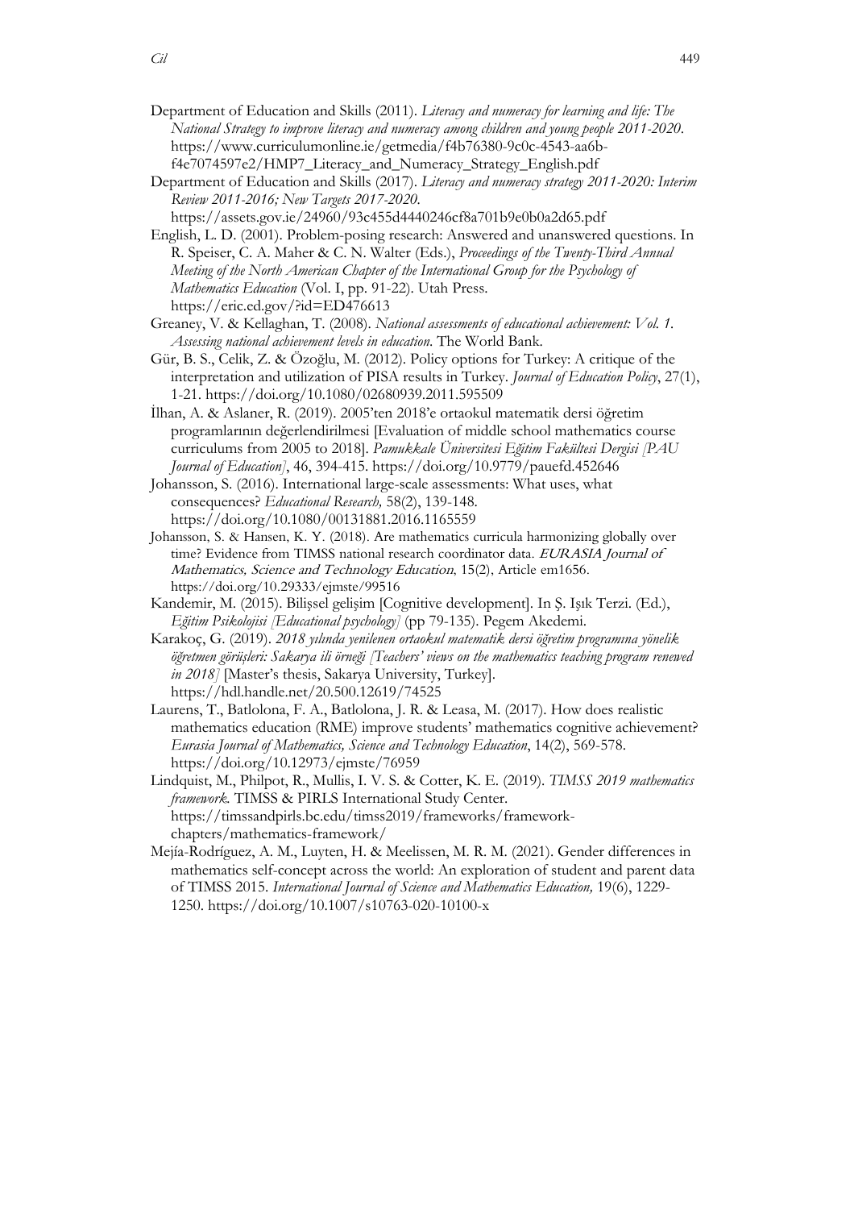Department of Education and Skills (2011). *Literacy and numeracy for learning and life: The National Strategy to improve literacy and numeracy among children and young people 2011-2020*. https://www.curriculumonline.ie/getmedia/f4b76380-9c0c-4543-aa6b-f4e7074597e2/HMP7_Literacy_and_Numeracy_Strategy_English.pdf

Department of Education and Skills (2017). *Literacy and numeracy strategy 2011-2020: Interim Review 2011-2016; New Targets 2017-2020.* https://assets.gov.ie/24960/93c455d4440246cf8a701b9e0b0a2d65.pdf

English, L. D. (2001). Problem-posing research: Answered and unanswered questions. In R. Speiser, C. A. Maher & C. N. Walter (Eds.), *Proceedings of the Twenty-Third Annual Meeting of the North American Chapter of the International Group for the Psychology of Mathematics Education* (Vol. I, pp. 91-22). Utah Press. https://eric.ed.gov/?id=ED476613

Greaney, V. & Kellaghan, T. (2008). *National assessments of educational achievement: Vol. 1. Assessing national achievement levels in education.* The World Bank.

Gür, B. S., Celik, Z. & Özoğlu, M. (2012). Policy options for Turkey: A critique of the interpretation and utilization of PISA results in Turkey. *Journal of Education Policy*, 27(1), 1-21. https://doi.org/10.1080/02680939.2011.595509

İlhan, A. & Aslaner, R. (2019). 2005'ten 2018'e ortaokul matematik dersi öğretim programlarının değerlendirilmesi [Evaluation of middle school mathematics course curriculums from 2005 to 2018]. *Pamukkale Üniversitesi Eğitim Fakültesi Dergisi [PAU Journal of Education]*, 46, 394-415. https://doi.org/10.9779/pauefd.452646

Johansson, S. (2016). International large-scale assessments: What uses, what consequences? *Educational Research,* 58(2), 139-148. https://doi.org/10.1080/00131881.2016.1165559

Johansson, S. & Hansen, K. Y. (2018). Are mathematics curricula harmonizing globally over time? Evidence from TIMSS national research coordinator data. *EURASIA Journal of Mathematics, Science and Technology Education*, 15(2), Article em1656. https://doi.org/10.29333/ejmste/99516

Kandemir, M. (2015). Bilişsel gelişim [Cognitive development]. In Ş. Işık Terzi. (Ed.), *Eğitim Psikolojisi [Educational psychology]* (pp 79-135). Pegem Akedemi.

Karakoç, G. (2019). *2018 yılında yenilenen ortaokul matematik dersi öğretim programına yönelik öğretmen görüşleri: Sakarya ili örneği [Teachers' views on the mathematics teaching program renewed in 2018]* [Master's thesis, Sakarya University, Turkey]. https://hdl.handle.net/20.500.12619/74525

Laurens, T., Batlolona, F. A., Batlolona, J. R. & Leasa, M. (2017). How does realistic mathematics education (RME) improve students' mathematics cognitive achievement? *Eurasia Journal of Mathematics, Science and Technology Education*, 14(2), 569-578. https://doi.org/10.12973/ejmste/76959

Lindquist, M., Philpot, R., Mullis, I. V. S. & Cotter, K. E. (2019). *TIMSS 2019 mathematics framework.* TIMSS & PIRLS International Study Center. https://timssandpirls.bc.edu/timss2019/frameworks/framework-chapters/mathematics-framework/

Mejía-Rodríguez, A. M., Luyten, H. & Meelissen, M. R. M. (2021). Gender differences in mathematics self-concept across the world: An exploration of student and parent data of TIMSS 2015. *International Journal of Science and Mathematics Education,* 19(6), 1229-1250. https://doi.org/10.1007/s10763-020-10100-x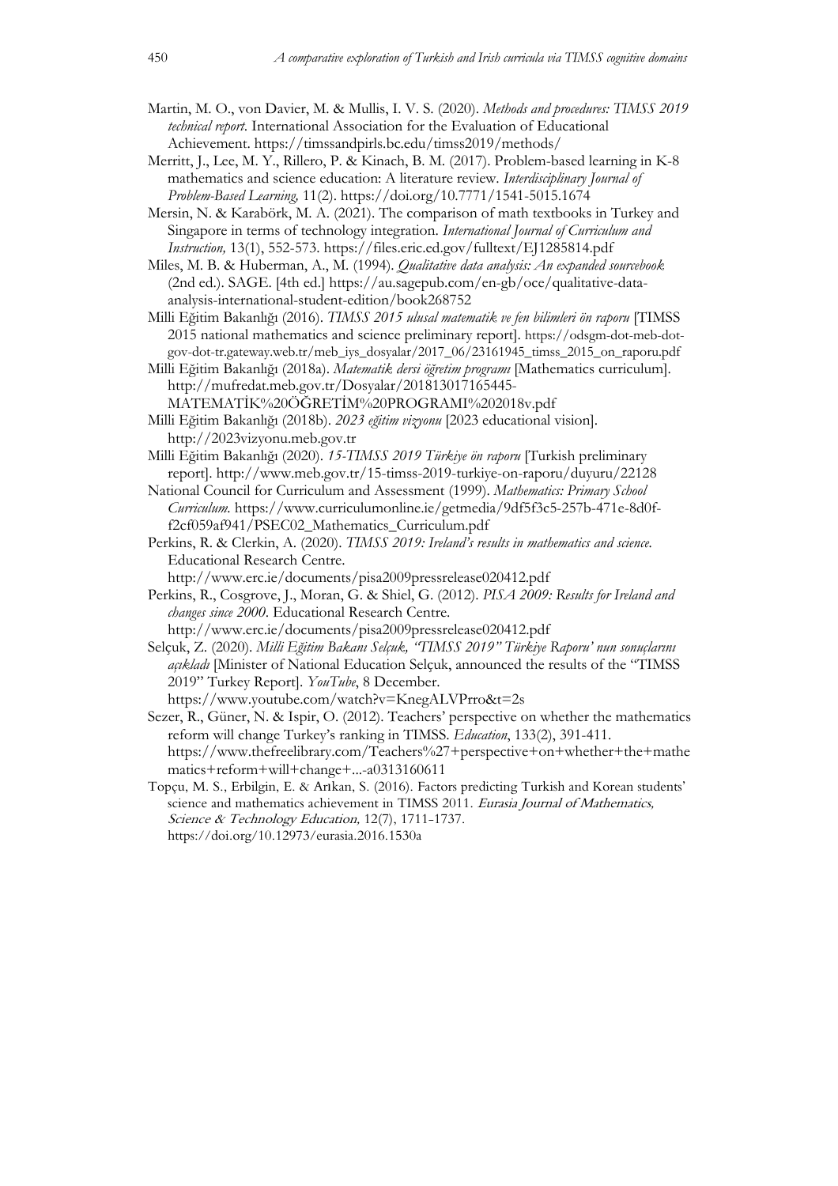Martin, M. O., von Davier, M. & Mullis, I. V. S. (2020). *Methods and procedures: TIMSS 2019 technical report*. International Association for the Evaluation of Educational Achievement. https://timssandpirls.bc.edu/timss2019/methods/

Merritt, J., Lee, M. Y., Rillero, P. & Kinach, B. M. (2017). Problem-based learning in K-8 mathematics and science education: A literature review. *Interdisciplinary Journal of Problem-Based Learning,* 11(2). https://doi.org/10.7771/1541-5015.1674

Mersin, N. & Karabörk, M. A. (2021). The comparison of math textbooks in Turkey and Singapore in terms of technology integration. *International Journal of Curriculum and Instruction,* 13(1), 552-573. https://files.eric.ed.gov/fulltext/EJ1285814.pdf

Miles, M. B. & Huberman, A., M. (1994). *Qualitative data analysis: An expanded sourcebook* (2nd ed.). SAGE. [4th ed.] https://au.sagepub.com/en-gb/oce/qualitative-data-analysis-international-student-edition/book268752

Milli Eğitim Bakanlığı (2016). *TIMSS 2015 ulusal matematik ve fen bilimleri ön raporu* [TIMSS 2015 national mathematics and science preliminary report]. https://odsgm-dot-meb-dot-gov-dot-tr.gateway.web.tr/meb_iys_dosyalar/2017_06/23161945_timss_2015_on_raporu.pdf

Milli Eğitim Bakanlığı (2018a). *Matematik dersi öğretim programı* [Mathematics curriculum]. http://mufredat.meb.gov.tr/Dosyalar/201813017165445-MATEMATİK%20ÖĞRETİM%20PROGRAMI%202018v.pdf

Milli Eğitim Bakanlığı (2018b). *2023 eğitim vizyonu* [2023 educational vision]. http://2023vizyonu.meb.gov.tr

Milli Eğitim Bakanlığı (2020). *15-TIMSS 2019 Türkiye ön raporu* [Turkish preliminary report]. http://www.meb.gov.tr/15-timss-2019-turkiye-on-raporu/duyuru/22128

National Council for Curriculum and Assessment (1999). *Mathematics: Primary School Curriculum.* https://www.curriculumonline.ie/getmedia/9df5f3c5-257b-471e-8d0f-f2cf059af941/PSEC02_Mathematics_Curriculum.pdf

Perkins, R. & Clerkin, A. (2020). *TIMSS 2019: Ireland's results in mathematics and science.* Educational Research Centre. http://www.erc.ie/documents/pisa2009pressrelease020412.pdf

Perkins, R., Cosgrove, J., Moran, G. & Shiel, G. (2012). *PISA 2009: Results for Ireland and changes since 2000.* Educational Research Centre. http://www.erc.ie/documents/pisa2009pressrelease020412.pdf

Selçuk, Z. (2020). *Milli Eğitim Bakanı Selçuk, "TIMSS 2019" Türkiye Raporu' nun sonuçlarını açıkladı* [Minister of National Education Selçuk, announced the results of the "TIMSS 2019" Turkey Report]. *YouTube*, 8 December. https://www.youtube.com/watch?v=KnegALVPrro&t=2s

Sezer, R., Güner, N. & Ispir, O. (2012). Teachers' perspective on whether the mathematics reform will change Turkey's ranking in TIMSS. *Education*, 133(2), 391-411. https://www.thefreelibrary.com/Teachers%27+perspective+on+whether+the+mathematics+reform+will+change+...-a0313160611

Topçu, M. S., Erbilgin, E. & Arıkan, S. (2016). Factors predicting Turkish and Korean students' science and mathematics achievement in TIMSS 2011. *Eurasia Journal of Mathematics, Science & Technology Education,* 12(7), 1711-1737. https://doi.org/10.12973/eurasia.2016.1530a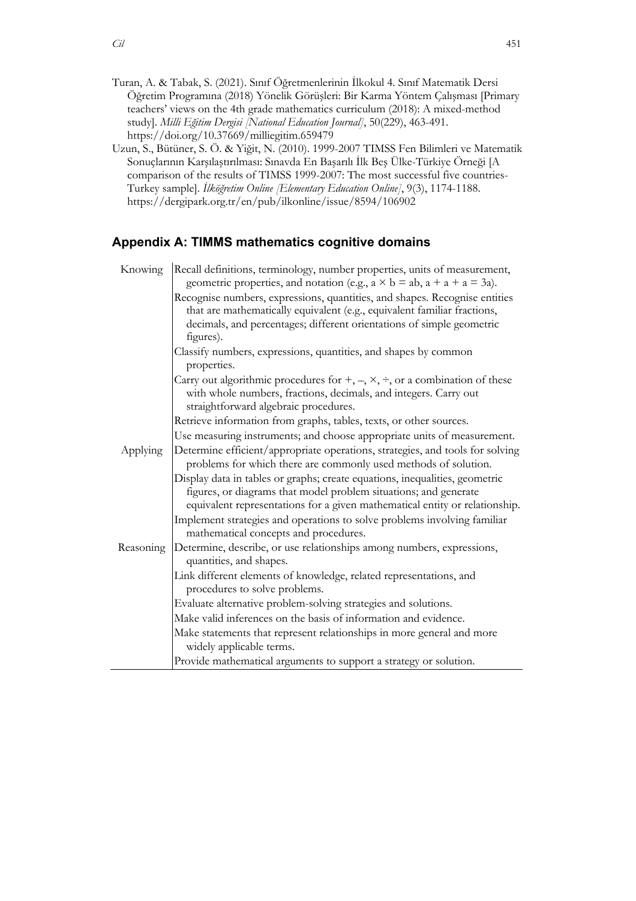Turan, A. & Tabak, S. (2021). Sınıf Öğretmenlerinin İlkokul 4. Sınıf Matematik Dersi Öğretim Programına (2018) Yönelik Görüşleri: Bir Karma Yöntem Çalışması [Primary teachers' views on the 4th grade mathematics curriculum (2018): A mixed-method study]. *Milli Eğitim Dergisi [National Education Journal]*, 50(229), 463-491. https://doi.org/10.37669/milliegitim.659479

Uzun, S., Bütüner, S. Ö. & Yiğit, N. (2010). 1999-2007 TIMSS Fen Bilimleri ve Matematik Sonuçlarının Karşılaştırılması: Sınavda En Başarılı İlk Beş Ülke-Türkiye Örneği [A comparison of the results of TIMSS 1999-2007: The most successful five countries-Turkey sample]. *İlköğretim Online [Elementary Education Online]*, 9(3), 1174-1188. https://dergipark.org.tr/en/pub/ilkonline/issue/8594/106902

## Appendix A: TIMMS mathematics cognitive domains

| | |
|---|---|
| Knowing | Recall definitions, terminology, number properties, units of measurement, geometric properties, and notation (e.g., $a \times b = ab$, $a + a + a = 3a$). |
| | Recognise numbers, expressions, quantities, and shapes. Recognise entities that are mathematically equivalent (e.g., equivalent familiar fractions, decimals, and percentages; different orientations of simple geometric figures). |
| | Classify numbers, expressions, quantities, and shapes by common properties. |
| | Carry out algorithmic procedures for $+$, $-$, $\times$, $\div$, or a combination of these with whole numbers, fractions, decimals, and integers. Carry out straightforward algebraic procedures. |
| | Retrieve information from graphs, tables, texts, or other sources. |
| | Use measuring instruments; and choose appropriate units of measurement. |
| Applying | Determine efficient/appropriate operations, strategies, and tools for solving problems for which there are commonly used methods of solution. |
| | Display data in tables or graphs; create equations, inequalities, geometric figures, or diagrams that model problem situations; and generate equivalent representations for a given mathematical entity or relationship. |
| | Implement strategies and operations to solve problems involving familiar mathematical concepts and procedures. |
| Reasoning | Determine, describe, or use relationships among numbers, expressions, quantities, and shapes. |
| | Link different elements of knowledge, related representations, and procedures to solve problems. |
| | Evaluate alternative problem-solving strategies and solutions. |
| | Make valid inferences on the basis of information and evidence. |
| | Make statements that represent relationships in more general and more widely applicable terms. |
| | Provide mathematical arguments to support a strategy or solution. |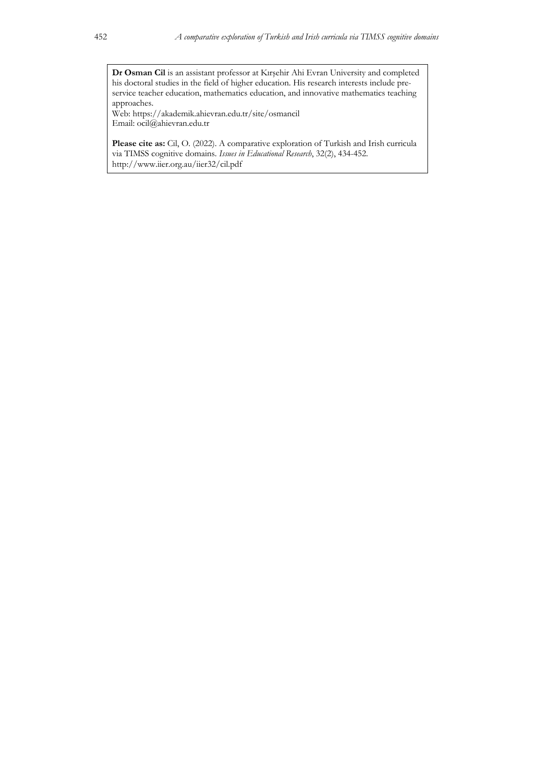**Dr Osman Cil** is an assistant professor at Kırşehir Ahi Evran University and completed his doctoral studies in the field of higher education. His research interests include pre-service teacher education, mathematics education, and innovative mathematics teaching approaches.
Web: https://akademik.ahievran.edu.tr/site/osmancil
Email: ocil@ahievran.edu.tr

**Please cite as:** Cil, O. (2022). A comparative exploration of Turkish and Irish curricula via TIMSS cognitive domains. *Issues in Educational Research*, 32(2), 434-452. http://www.iier.org.au/iier32/cil.pdf